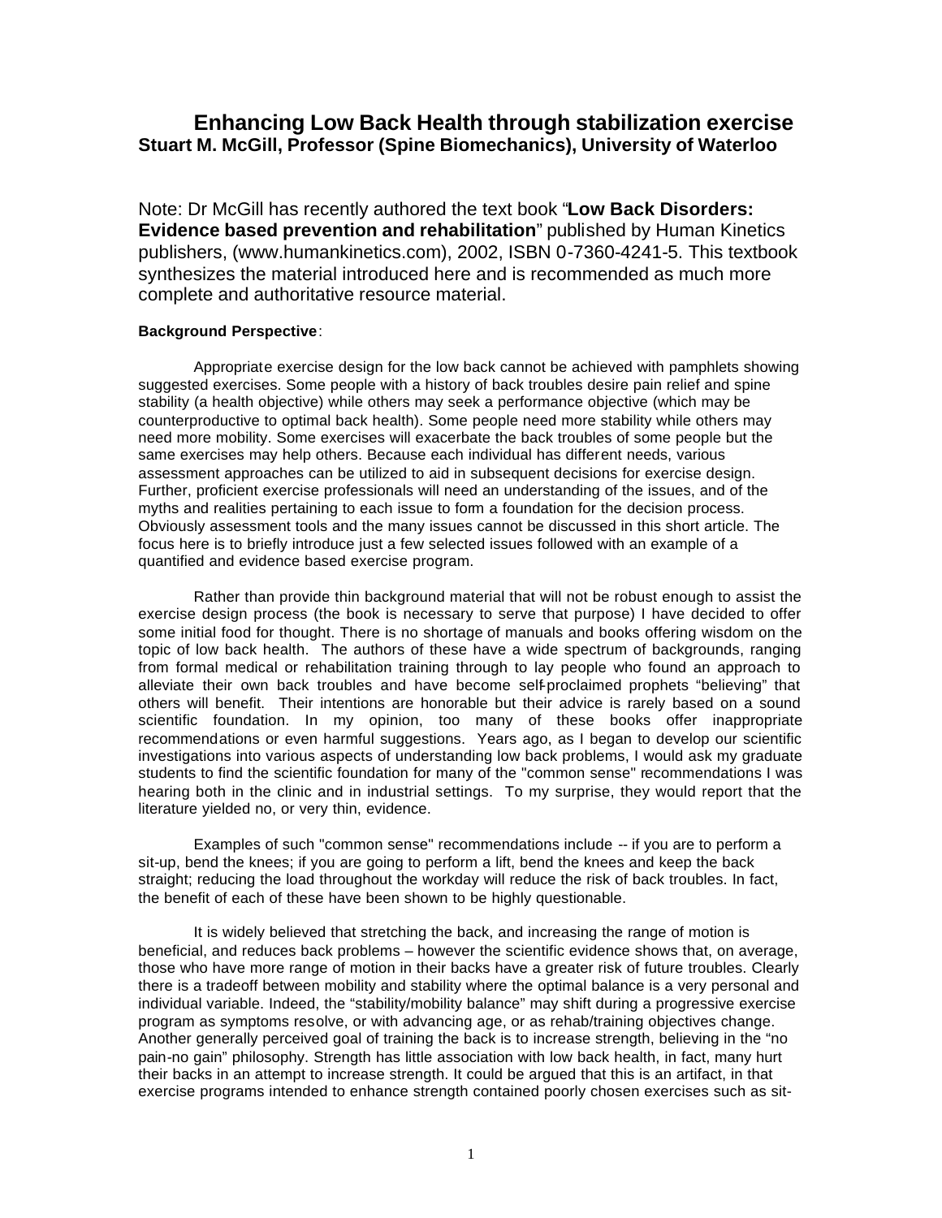# Enhancing Low Back Health through stabilization exercise

**Stuart M. McGill, Professor (Spine Biomechanics), University of Waterloo**

Note: Dr McGill has recently authored the text book "**Low Back Disorders: Evidence based prevention and rehabilitation**" published by Human Kinetics publishers, (www.humankinetics.com), 2002, ISBN 0-7360-4241-5. This textbook synthesizes the material introduced here and is recommended as much more complete and authoritative resource material.

**Background Perspective**:

Appropriate exercise design for the low back cannot be achieved with pamphlets showing suggested exercises. Some people with a history of back troubles desire pain relief and spine stability (a health objective) while others may seek a performance objective (which may be counterproductive to optimal back health). Some people need more stability while others may need more mobility. Some exercises will exacerbate the back troubles of some people but the same exercises may help others. Because each individual has different needs, various assessment approaches can be utilized to aid in subsequent decisions for exercise design. Further, proficient exercise professionals will need an understanding of the issues, and of the myths and realities pertaining to each issue to form a foundation for the decision process. Obviously assessment tools and the many issues cannot be discussed in this short article. The focus here is to briefly introduce just a few selected issues followed with an example of a quantified and evidence based exercise program.

Rather than provide thin background material that will not be robust enough to assist the exercise design process (the book is necessary to serve that purpose) I have decided to offer some initial food for thought. There is no shortage of manuals and books offering wisdom on the topic of low back health. The authors of these have a wide spectrum of backgrounds, ranging from formal medical or rehabilitation training through to lay people who found an approach to alleviate their own back troubles and have become self-proclaimed prophets "believing" that others will benefit. Their intentions are honorable but their advice is rarely based on a sound scientific foundation. In my opinion, too many of these books offer inappropriate recommendations or even harmful suggestions. Years ago, as I began to develop our scientific investigations into various aspects of understanding low back problems, I would ask my graduate students to find the scientific foundation for many of the "common sense" recommendations I was hearing both in the clinic and in industrial settings. To my surprise, they would report that the literature yielded no, or very thin, evidence.

Examples of such "common sense" recommendations include -- if you are to perform a sit-up, bend the knees; if you are going to perform a lift, bend the knees and keep the back straight; reducing the load throughout the workday will reduce the risk of back troubles. In fact, the benefit of each of these have been shown to be highly questionable.

It is widely believed that stretching the back, and increasing the range of motion is beneficial, and reduces back problems – however the scientific evidence shows that, on average, those who have more range of motion in their backs have a greater risk of future troubles. Clearly there is a tradeoff between mobility and stability where the optimal balance is a very personal and individual variable. Indeed, the "stability/mobility balance" may shift during a progressive exercise program as symptoms resolve, or with advancing age, or as rehab/training objectives change. Another generally perceived goal of training the back is to increase strength, believing in the "no pain-no gain" philosophy. Strength has little association with low back health, in fact, many hurt their backs in an attempt to increase strength. It could be argued that this is an artifact, in that exercise programs intended to enhance strength contained poorly chosen exercises such as sit-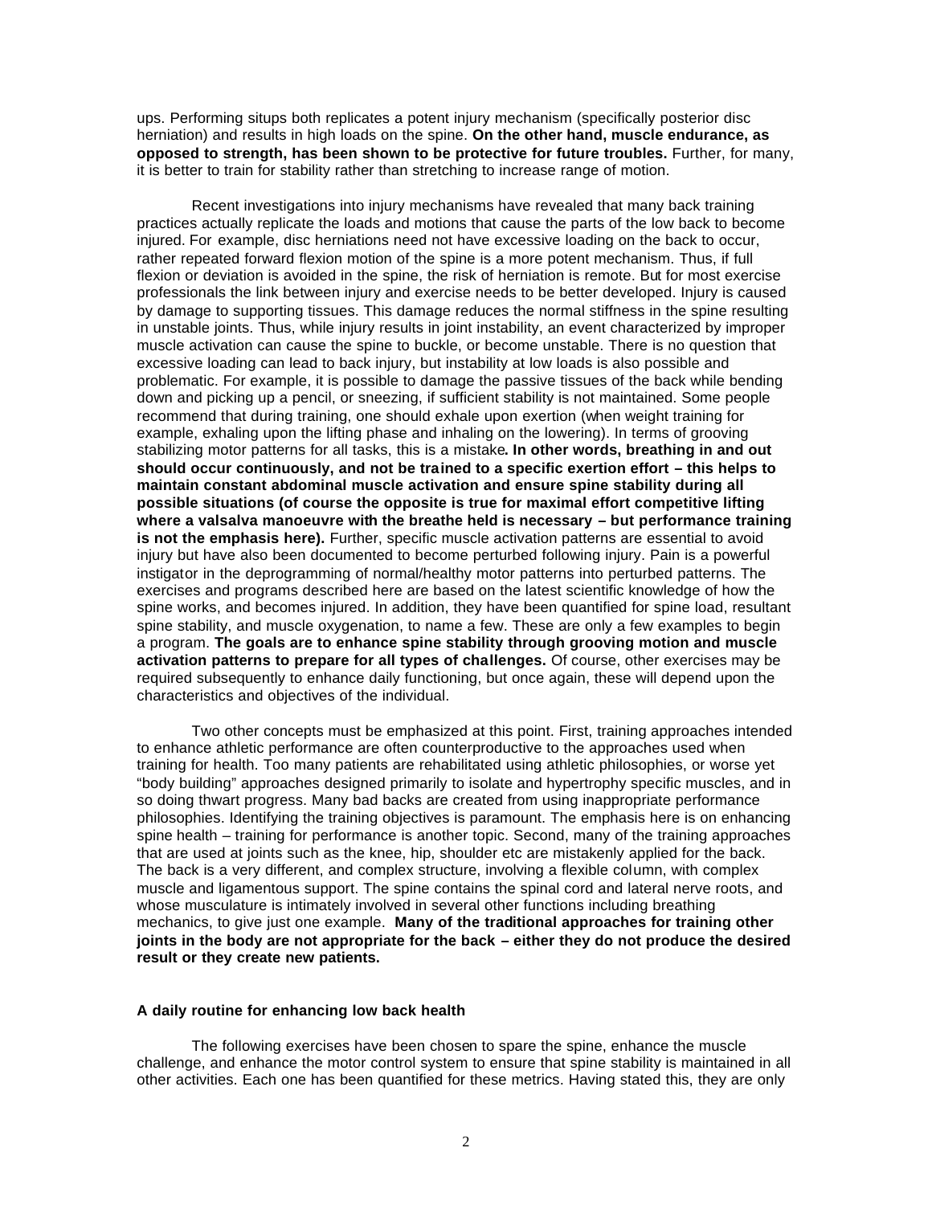ups. Performing situps both replicates a potent injury mechanism (specifically posterior disc herniation) and results in high loads on the spine. **On the other hand, muscle endurance, as opposed to strength, has been shown to be protective for future troubles.** Further, for many, it is better to train for stability rather than stretching to increase range of motion.

Recent investigations into injury mechanisms have revealed that many back training practices actually replicate the loads and motions that cause the parts of the low back to become injured. For example, disc herniations need not have excessive loading on the back to occur, rather repeated forward flexion motion of the spine is a more potent mechanism. Thus, if full flexion or deviation is avoided in the spine, the risk of herniation is remote. But for most exercise professionals the link between injury and exercise needs to be better developed. Injury is caused by damage to supporting tissues. This damage reduces the normal stiffness in the spine resulting in unstable joints. Thus, while injury results in joint instability, an event characterized by improper muscle activation can cause the spine to buckle, or become unstable. There is no question that excessive loading can lead to back injury, but instability at low loads is also possible and problematic. For example, it is possible to damage the passive tissues of the back while bending down and picking up a pencil, or sneezing, if sufficient stability is not maintained. Some people recommend that during training, one should exhale upon exertion (when weight training for example, exhaling upon the lifting phase and inhaling on the lowering). In terms of grooving stabilizing motor patterns for all tasks, this is a mistake**. In other words, breathing in and out should occur continuously, and not be trained to a specific exertion effort – this helps to maintain constant abdominal muscle activation and ensure spine stability during all possible situations (of course the opposite is true for maximal effort competitive lifting where a valsalva manoeuvre with the breathe held is necessary – but performance training is not the emphasis here).** Further, specific muscle activation patterns are essential to avoid injury but have also been documented to become perturbed following injury. Pain is a powerful instigator in the deprogramming of normal/healthy motor patterns into perturbed patterns. The exercises and programs described here are based on the latest scientific knowledge of how the spine works, and becomes injured. In addition, they have been quantified for spine load, resultant spine stability, and muscle oxygenation, to name a few. These are only a few examples to begin a program. **The goals are to enhance spine stability through grooving motion and muscle activation patterns to prepare for all types of challenges.** Of course, other exercises may be required subsequently to enhance daily functioning, but once again, these will depend upon the characteristics and objectives of the individual.

Two other concepts must be emphasized at this point. First, training approaches intended to enhance athletic performance are often counterproductive to the approaches used when training for health. Too many patients are rehabilitated using athletic philosophies, or worse yet "body building" approaches designed primarily to isolate and hypertrophy specific muscles, and in so doing thwart progress. Many bad backs are created from using inappropriate performance philosophies. Identifying the training objectives is paramount. The emphasis here is on enhancing spine health – training for performance is another topic. Second, many of the training approaches that are used at joints such as the knee, hip, shoulder etc are mistakenly applied for the back. The back is a very different, and complex structure, involving a flexible column, with complex muscle and ligamentous support. The spine contains the spinal cord and lateral nerve roots, and whose musculature is intimately involved in several other functions including breathing mechanics, to give just one example. **Many of the traditional approaches for training other joints in the body are not appropriate for the back – either they do not produce the desired result or they create new patients.**

#### A daily routine for enhancing low back health

The following exercises have been chosen to spare the spine, enhance the muscle challenge, and enhance the motor control system to ensure that spine stability is maintained in all other activities. Each one has been quantified for these metrics. Having stated this, they are only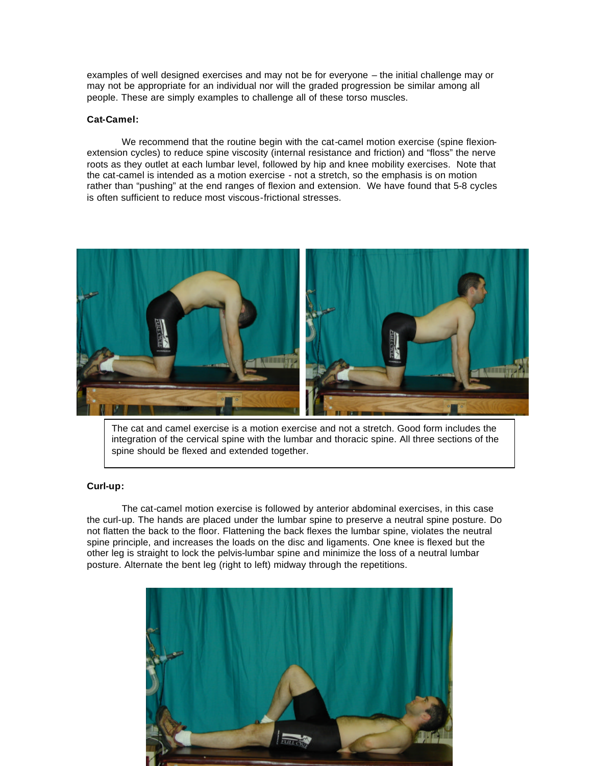examples of well designed exercises and may not be for everyone – the initial challenge may or may not be appropriate for an individual nor will the graded progression be similar among all people. These are simply examples to challenge all of these torso muscles.

**Cat-Camel:**

We recommend that the routine begin with the cat-camel motion exercise (spine flexion-extension cycles) to reduce spine viscosity (internal resistance and friction) and "floss" the nerve roots as they outlet at each lumbar level, followed by hip and knee mobility exercises. Note that the cat-camel is intended as a motion exercise - not a stretch, so the emphasis is on motion rather than "pushing" at the end ranges of flexion and extension. We have found that 5-8 cycles is often sufficient to reduce most viscous-frictional stresses.

The cat and camel exercise is a motion exercise and not a stretch. Good form includes the integration of the cervical spine with the lumbar and thoracic spine. All three sections of the spine should be flexed and extended together.

**Curl-up:**

The cat-camel motion exercise is followed by anterior abdominal exercises, in this case the curl-up. The hands are placed under the lumbar spine to preserve a neutral spine posture. Do not flatten the back to the floor. Flattening the back flexes the lumbar spine, violates the neutral spine principle, and increases the loads on the disc and ligaments. One knee is flexed but the other leg is straight to lock the pelvis-lumbar spine and minimize the loss of a neutral lumbar posture. Alternate the bent leg (right to left) midway through the repetitions.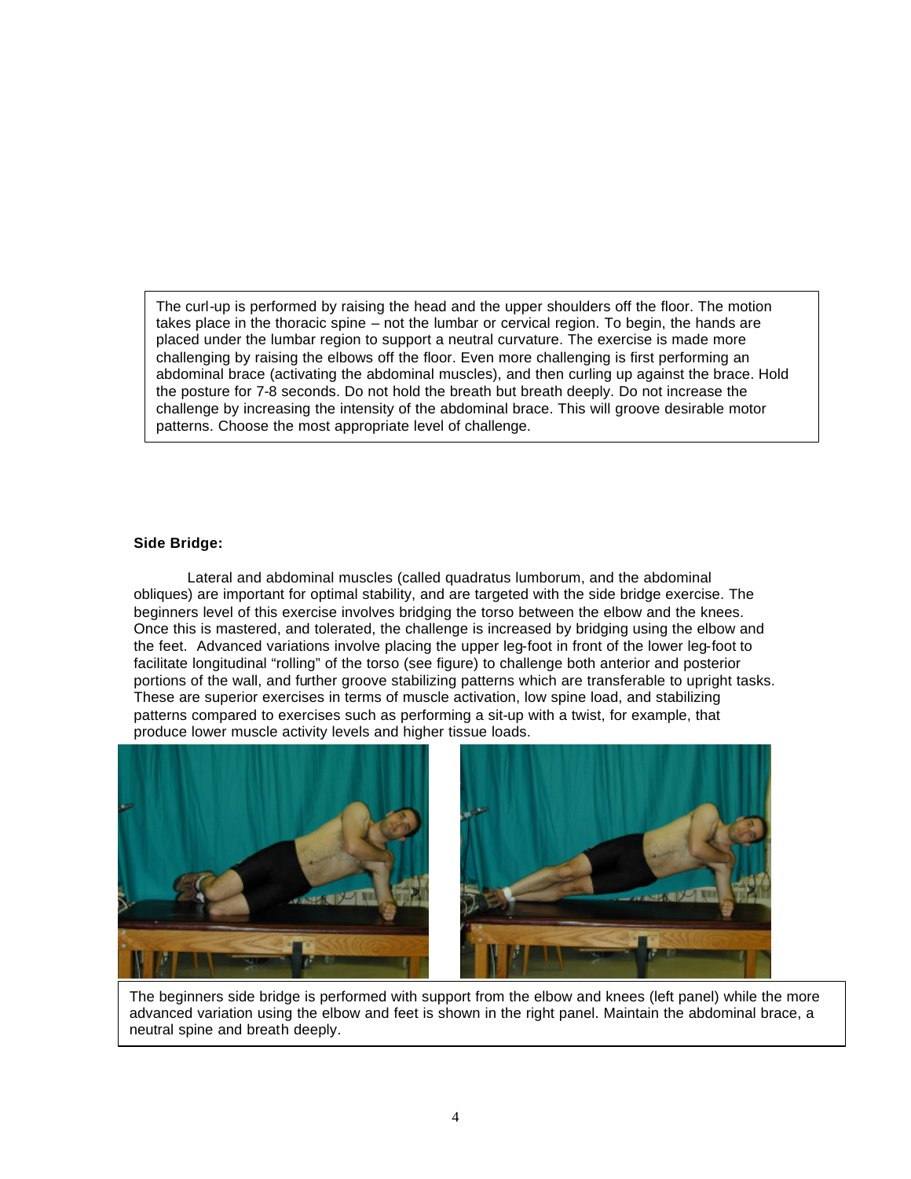The curl-up is performed by raising the head and the upper shoulders off the floor. The motion takes place in the thoracic spine – not the lumbar or cervical region. To begin, the hands are placed under the lumbar region to support a neutral curvature. The exercise is made more challenging by raising the elbows off the floor. Even more challenging is first performing an abdominal brace (activating the abdominal muscles), and then curling up against the brace. Hold the posture for 7-8 seconds. Do not hold the breath but breath deeply. Do not increase the challenge by increasing the intensity of the abdominal brace. This will groove desirable motor patterns. Choose the most appropriate level of challenge.

**Side Bridge:**

Lateral and abdominal muscles (called quadratus lumborum, and the abdominal obliques) are important for optimal stability, and are targeted with the side bridge exercise. The beginners level of this exercise involves bridging the torso between the elbow and the knees. Once this is mastered, and tolerated, the challenge is increased by bridging using the elbow and the feet. Advanced variations involve placing the upper leg-foot in front of the lower leg-foot to facilitate longitudinal "rolling" of the torso (see figure) to challenge both anterior and posterior portions of the wall, and further groove stabilizing patterns which are transferable to upright tasks. These are superior exercises in terms of muscle activation, low spine load, and stabilizing patterns compared to exercises such as performing a sit-up with a twist, for example, that produce lower muscle activity levels and higher tissue loads.

The beginners side bridge is performed with support from the elbow and knees (left panel) while the more advanced variation using the elbow and feet is shown in the right panel. Maintain the abdominal brace, a neutral spine and breath deeply.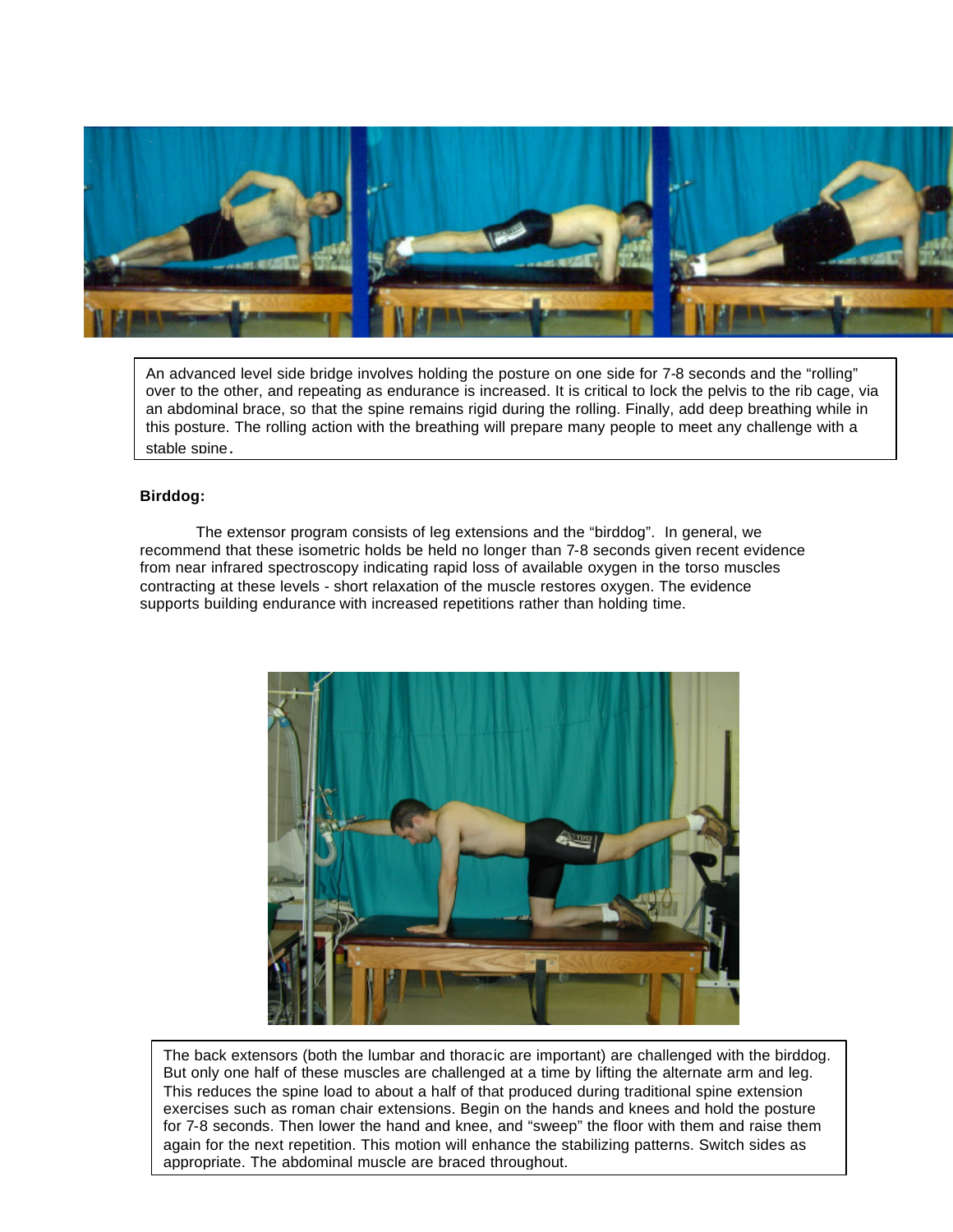An advanced level side bridge involves holding the posture on one side for 7-8 seconds and the "rolling" over to the other, and repeating as endurance is increased. It is critical to lock the pelvis to the rib cage, via an abdominal brace, so that the spine remains rigid during the rolling. Finally, add deep breathing while in this posture. The rolling action with the breathing will prepare many people to meet any challenge with a stable spine.

**Birddog:**

The extensor program consists of leg extensions and the "birddog". In general, we recommend that these isometric holds be held no longer than 7-8 seconds given recent evidence from near infrared spectroscopy indicating rapid loss of available oxygen in the torso muscles contracting at these levels - short relaxation of the muscle restores oxygen. The evidence supports building endurance with increased repetitions rather than holding time.

The back extensors (both the lumbar and thoracic are important) are challenged with the birddog. But only one half of these muscles are challenged at a time by lifting the alternate arm and leg. This reduces the spine load to about a half of that produced during traditional spine extension exercises such as roman chair extensions. Begin on the hands and knees and hold the posture for 7-8 seconds. Then lower the hand and knee, and "sweep" the floor with them and raise them again for the next repetition. This motion will enhance the stabilizing patterns. Switch sides as appropriate. The abdominal muscle are braced throughout.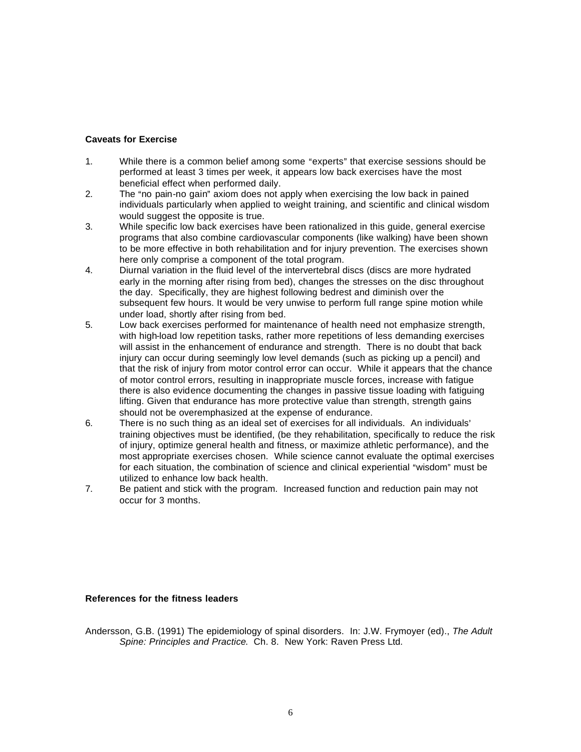**Caveats for Exercise**

1. While there is a common belief among some "experts" that exercise sessions should be performed at least 3 times per week, it appears low back exercises have the most beneficial effect when performed daily.
2. The "no pain-no gain" axiom does not apply when exercising the low back in pained individuals particularly when applied to weight training, and scientific and clinical wisdom would suggest the opposite is true.
3. While specific low back exercises have been rationalized in this guide, general exercise programs that also combine cardiovascular components (like walking) have been shown to be more effective in both rehabilitation and for injury prevention. The exercises shown here only comprise a component of the total program.
4. Diurnal variation in the fluid level of the intervertebral discs (discs are more hydrated early in the morning after rising from bed), changes the stresses on the disc throughout the day. Specifically, they are highest following bedrest and diminish over the subsequent few hours. It would be very unwise to perform full range spine motion while under load, shortly after rising from bed.
5. Low back exercises performed for maintenance of health need not emphasize strength, with high-load low repetition tasks, rather more repetitions of less demanding exercises will assist in the enhancement of endurance and strength. There is no doubt that back injury can occur during seemingly low level demands (such as picking up a pencil) and that the risk of injury from motor control error can occur. While it appears that the chance of motor control errors, resulting in inappropriate muscle forces, increase with fatigue there is also evidence documenting the changes in passive tissue loading with fatiguing lifting. Given that endurance has more protective value than strength, strength gains should not be overemphasized at the expense of endurance.
6. There is no such thing as an ideal set of exercises for all individuals. An individuals' training objectives must be identified, (be they rehabilitation, specifically to reduce the risk of injury, optimize general health and fitness, or maximize athletic performance), and the most appropriate exercises chosen. While science cannot evaluate the optimal exercises for each situation, the combination of science and clinical experiential "wisdom" must be utilized to enhance low back health.
7. Be patient and stick with the program. Increased function and reduction pain may not occur for 3 months.

**References for the fitness leaders**

Andersson, G.B. (1991) The epidemiology of spinal disorders. In: J.W. Frymoyer (ed)., *The Adult Spine: Principles and Practice*. Ch. 8. New York: Raven Press Ltd.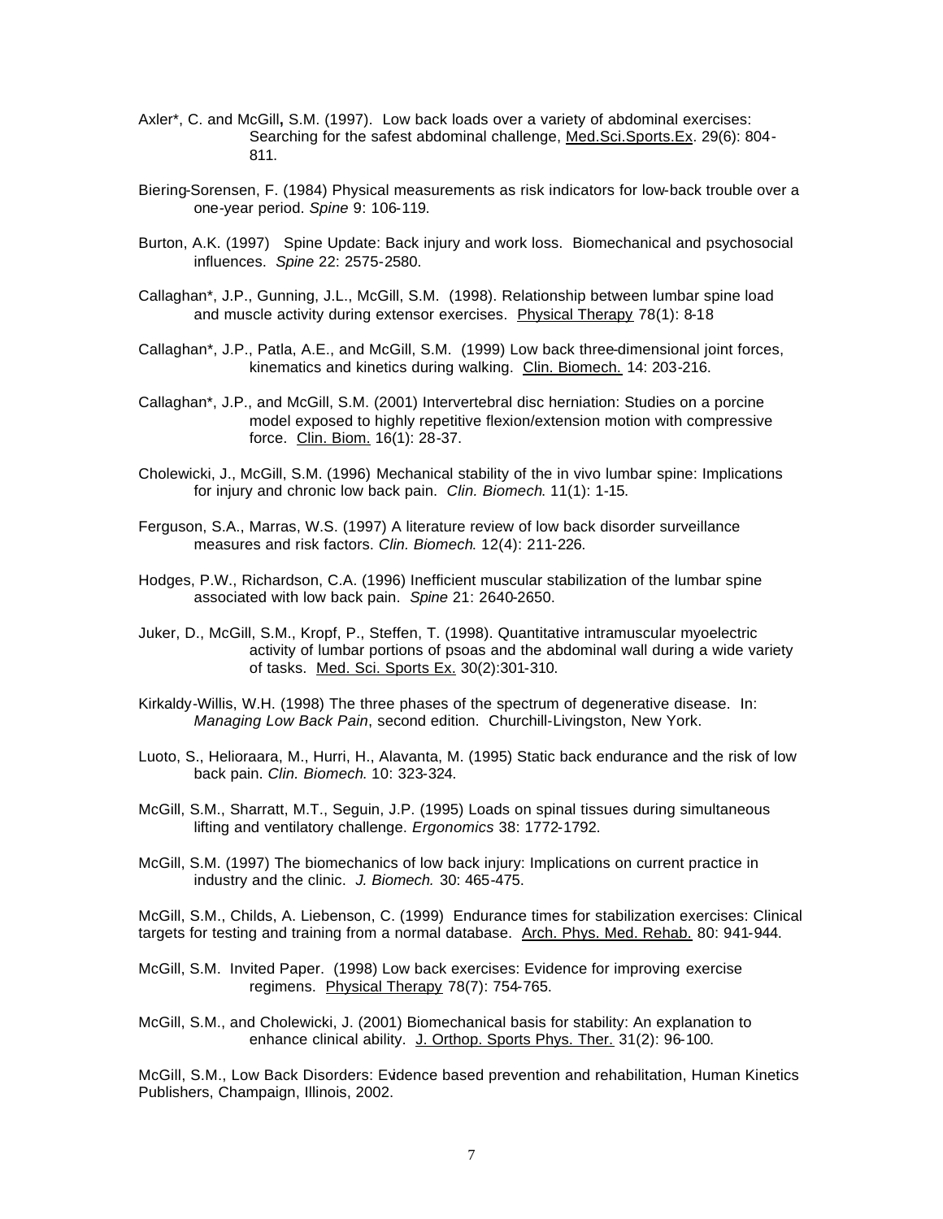Axler*, C. and McGill, S.M. (1997). Low back loads over a variety of abdominal exercises: Searching for the safest abdominal challenge, Med.Sci.Sports.Ex. 29(6): 804-811.

Biering-Sorensen, F. (1984) Physical measurements as risk indicators for low-back trouble over a one-year period. *Spine* 9: 106-119.

Burton, A.K. (1997) Spine Update: Back injury and work loss. Biomechanical and psychosocial influences. *Spine* 22: 2575-2580.

Callaghan*, J.P., Gunning, J.L., McGill, S.M. (1998). Relationship between lumbar spine load and muscle activity during extensor exercises. Physical Therapy 78(1): 8-18

Callaghan*, J.P., Patla, A.E., and McGill, S.M. (1999) Low back three-dimensional joint forces, kinematics and kinetics during walking. Clin. Biomech. 14: 203-216.

Callaghan*, J.P., and McGill, S.M. (2001) Intervertebral disc herniation: Studies on a porcine model exposed to highly repetitive flexion/extension motion with compressive force. Clin. Biom. 16(1): 28-37.

Cholewicki, J., McGill, S.M. (1996) Mechanical stability of the in vivo lumbar spine: Implications for injury and chronic low back pain. *Clin. Biomech.* 11(1): 1-15.

Ferguson, S.A., Marras, W.S. (1997) A literature review of low back disorder surveillance measures and risk factors. *Clin. Biomech.* 12(4): 211-226.

Hodges, P.W., Richardson, C.A. (1996) Inefficient muscular stabilization of the lumbar spine associated with low back pain. *Spine* 21: 2640-2650.

Juker, D., McGill, S.M., Kropf, P., Steffen, T. (1998). Quantitative intramuscular myoelectric activity of lumbar portions of psoas and the abdominal wall during a wide variety of tasks. Med. Sci. Sports Ex. 30(2):301-310.

Kirkaldy-Willis, W.H. (1998) The three phases of the spectrum of degenerative disease. In: *Managing Low Back Pain*, second edition. Churchill-Livingston, New York.

Luoto, S., Helioraara, M., Hurri, H., Alavanta, M. (1995) Static back endurance and the risk of low back pain. *Clin. Biomech.* 10: 323-324.

McGill, S.M., Sharratt, M.T., Seguin, J.P. (1995) Loads on spinal tissues during simultaneous lifting and ventilatory challenge. *Ergonomics* 38: 1772-1792.

McGill, S.M. (1997) The biomechanics of low back injury: Implications on current practice in industry and the clinic. *J. Biomech.* 30: 465-475.

McGill, S.M., Childs, A. Liebenson, C. (1999) Endurance times for stabilization exercises: Clinical targets for testing and training from a normal database. Arch. Phys. Med. Rehab. 80: 941-944.

McGill, S.M. Invited Paper. (1998) Low back exercises: Evidence for improving exercise regimens. Physical Therapy 78(7): 754-765.

McGill, S.M., and Cholewicki, J. (2001) Biomechanical basis for stability: An explanation to enhance clinical ability. J. Orthop. Sports Phys. Ther. 31(2): 96-100.

McGill, S.M., Low Back Disorders: Evidence based prevention and rehabilitation, Human Kinetics Publishers, Champaign, Illinois, 2002.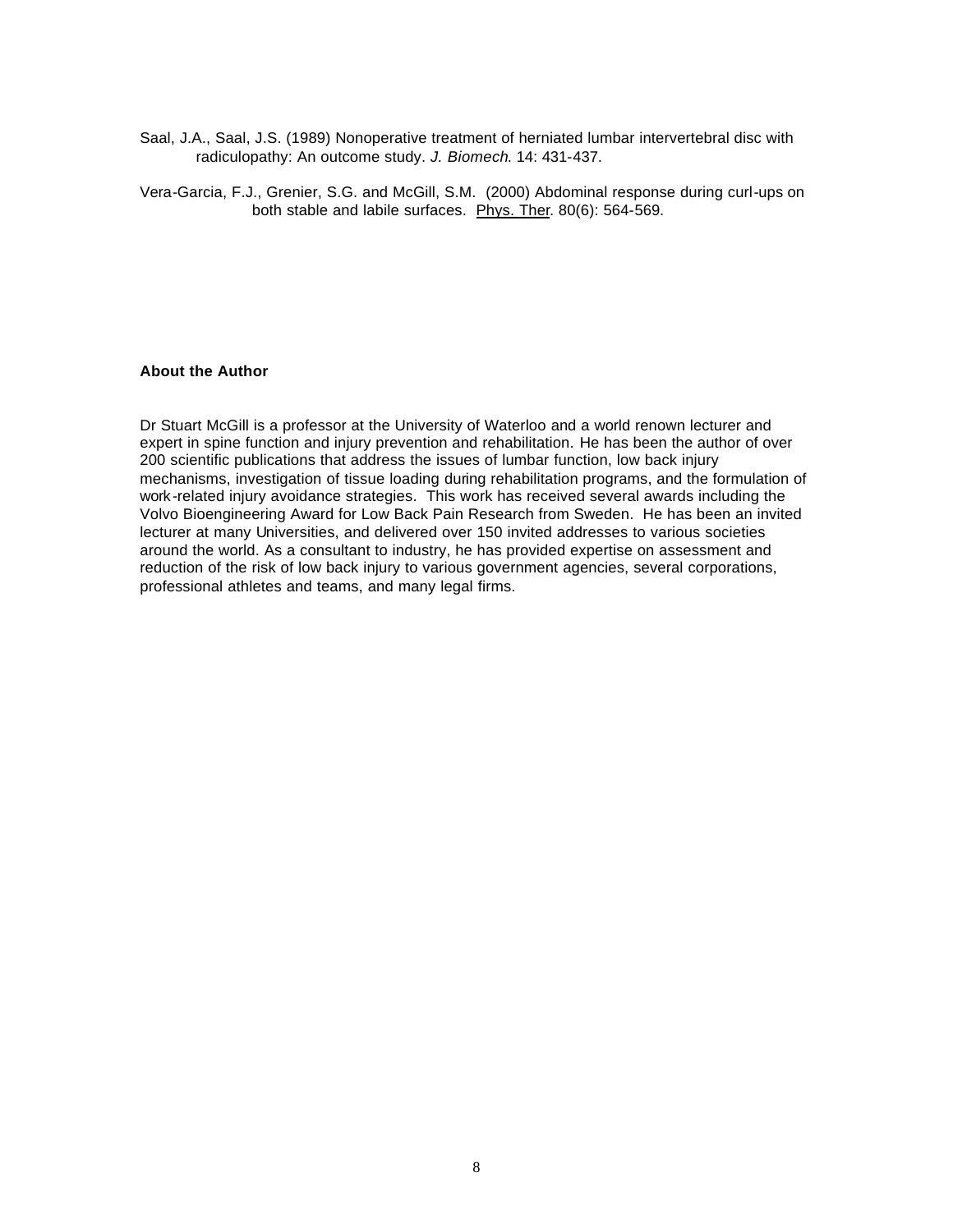Saal, J.A., Saal, J.S. (1989) Nonoperative treatment of herniated lumbar intervertebral disc with radiculopathy: An outcome study. *J. Biomech*. 14: 431-437.

Vera-Garcia, F.J., Grenier, S.G. and McGill, S.M. (2000) Abdominal response during curl-ups on both stable and labile surfaces. Phys. Ther. 80(6): 564-569.

**About the Author**

Dr Stuart McGill is a professor at the University of Waterloo and a world renown lecturer and expert in spine function and injury prevention and rehabilitation. He has been the author of over 200 scientific publications that address the issues of lumbar function, low back injury mechanisms, investigation of tissue loading during rehabilitation programs, and the formulation of work-related injury avoidance strategies. This work has received several awards including the Volvo Bioengineering Award for Low Back Pain Research from Sweden. He has been an invited lecturer at many Universities, and delivered over 150 invited addresses to various societies around the world. As a consultant to industry, he has provided expertise on assessment and reduction of the risk of low back injury to various government agencies, several corporations, professional athletes and teams, and many legal firms.